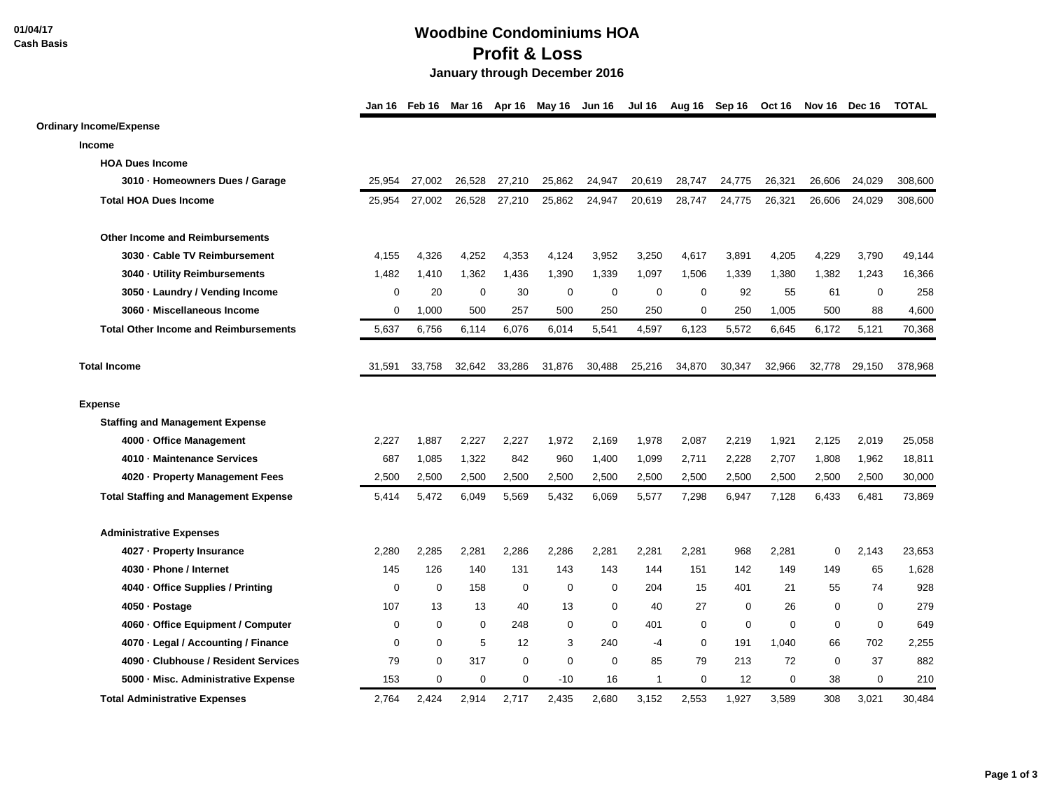01/04/17
Cash Basis

# Woodbine Condominiums HOA
## Profit & Loss
### January through December 2016

| | Jan 16 | Feb 16 | Mar 16 | Apr 16 | May 16 | Jun 16 | Jul 16 | Aug 16 | Sep 16 | Oct 16 | Nov 16 | Dec 16 | TOTAL |
|---|---|---|---|---|---|---|---|---|---|---|---|---|---|
| **Ordinary Income/Expense** | | | | | | | | | | | | | |
| **Income** | | | | | | | | | | | | | |
| **HOA Dues Income** | | | | | | | | | | | | | |
| **3010 · Homeowners Dues / Garage** | 25,954 | 27,002 | 26,528 | 27,210 | 25,862 | 24,947 | 20,619 | 28,747 | 24,775 | 26,321 | 26,606 | 24,029 | 308,600 |
| **Total HOA Dues Income** | 25,954 | 27,002 | 26,528 | 27,210 | 25,862 | 24,947 | 20,619 | 28,747 | 24,775 | 26,321 | 26,606 | 24,029 | 308,600 |
| **Other Income and Reimbursements** | | | | | | | | | | | | | |
| **3030 · Cable TV Reimbursement** | 4,155 | 4,326 | 4,252 | 4,353 | 4,124 | 3,952 | 3,250 | 4,617 | 3,891 | 4,205 | 4,229 | 3,790 | 49,144 |
| **3040 · Utility Reimbursements** | 1,482 | 1,410 | 1,362 | 1,436 | 1,390 | 1,339 | 1,097 | 1,506 | 1,339 | 1,380 | 1,382 | 1,243 | 16,366 |
| **3050 · Laundry / Vending Income** | 0 | 20 | 0 | 30 | 0 | 0 | 0 | 0 | 92 | 55 | 61 | 0 | 258 |
| **3060 · Miscellaneous Income** | 0 | 1,000 | 500 | 257 | 500 | 250 | 250 | 0 | 250 | 1,005 | 500 | 88 | 4,600 |
| **Total Other Income and Reimbursements** | 5,637 | 6,756 | 6,114 | 6,076 | 6,014 | 5,541 | 4,597 | 6,123 | 5,572 | 6,645 | 6,172 | 5,121 | 70,368 |
| **Total Income** | 31,591 | 33,758 | 32,642 | 33,286 | 31,876 | 30,488 | 25,216 | 34,870 | 30,347 | 32,966 | 32,778 | 29,150 | 378,968 |
| **Expense** | | | | | | | | | | | | | |
| **Staffing and Management Expense** | | | | | | | | | | | | | |
| **4000 · Office Management** | 2,227 | 1,887 | 2,227 | 2,227 | 1,972 | 2,169 | 1,978 | 2,087 | 2,219 | 1,921 | 2,125 | 2,019 | 25,058 |
| **4010 · Maintenance Services** | 687 | 1,085 | 1,322 | 842 | 960 | 1,400 | 1,099 | 2,711 | 2,228 | 2,707 | 1,808 | 1,962 | 18,811 |
| **4020 · Property Management Fees** | 2,500 | 2,500 | 2,500 | 2,500 | 2,500 | 2,500 | 2,500 | 2,500 | 2,500 | 2,500 | 2,500 | 2,500 | 30,000 |
| **Total Staffing and Management Expense** | 5,414 | 5,472 | 6,049 | 5,569 | 5,432 | 6,069 | 5,577 | 7,298 | 6,947 | 7,128 | 6,433 | 6,481 | 73,869 |
| **Administrative Expenses** | | | | | | | | | | | | | |
| **4027 · Property Insurance** | 2,280 | 2,285 | 2,281 | 2,286 | 2,286 | 2,281 | 2,281 | 2,281 | 968 | 2,281 | 0 | 2,143 | 23,653 |
| **4030 · Phone / Internet** | 145 | 126 | 140 | 131 | 143 | 143 | 144 | 151 | 142 | 149 | 149 | 65 | 1,628 |
| **4040 · Office Supplies / Printing** | 0 | 0 | 158 | 0 | 0 | 0 | 204 | 15 | 401 | 21 | 55 | 74 | 928 |
| **4050 · Postage** | 107 | 13 | 13 | 40 | 13 | 0 | 40 | 27 | 0 | 26 | 0 | 0 | 279 |
| **4060 · Office Equipment / Computer** | 0 | 0 | 0 | 248 | 0 | 0 | 401 | 0 | 0 | 0 | 0 | 0 | 649 |
| **4070 · Legal / Accounting / Finance** | 0 | 0 | 5 | 12 | 3 | 240 | -4 | 0 | 191 | 1,040 | 66 | 702 | 2,255 |
| **4090 · Clubhouse / Resident Services** | 79 | 0 | 317 | 0 | 0 | 0 | 85 | 79 | 213 | 72 | 0 | 37 | 882 |
| **5000 · Misc. Administrative Expense** | 153 | 0 | 0 | 0 | -10 | 16 | 1 | 0 | 12 | 0 | 38 | 0 | 210 |
| **Total Administrative Expenses** | 2,764 | 2,424 | 2,914 | 2,717 | 2,435 | 2,680 | 3,152 | 2,553 | 1,927 | 3,589 | 308 | 3,021 | 30,484 |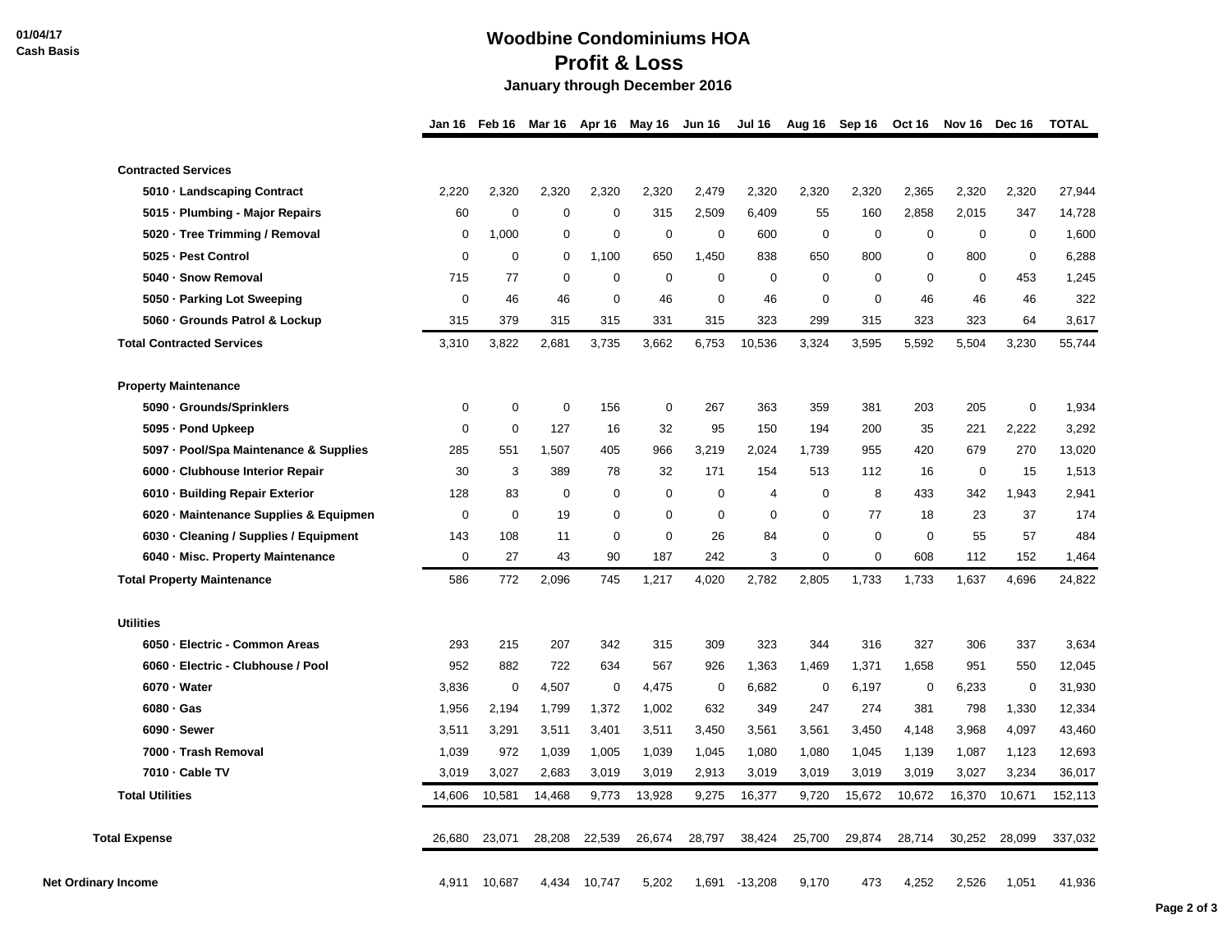01/04/17
Cash Basis

# Woodbine Condominiums HOA
## Profit & Loss
### January through December 2016

| | Jan 16 | Feb 16 | Mar 16 | Apr 16 | May 16 | Jun 16 | Jul 16 | Aug 16 | Sep 16 | Oct 16 | Nov 16 | Dec 16 | TOTAL |
|---|---|---|---|---|---|---|---|---|---|---|---|---|---|
| **Contracted Services** | | | | | | | | | | | | | |
| **5010 · Landscaping Contract** | 2,220 | 2,320 | 2,320 | 2,320 | 2,320 | 2,479 | 2,320 | 2,320 | 2,320 | 2,365 | 2,320 | 2,320 | 27,944 |
| **5015 · Plumbing - Major Repairs** | 60 | 0 | 0 | 0 | 315 | 2,509 | 6,409 | 55 | 160 | 2,858 | 2,015 | 347 | 14,728 |
| **5020 · Tree Trimming / Removal** | 0 | 1,000 | 0 | 0 | 0 | 0 | 600 | 0 | 0 | 0 | 0 | 0 | 1,600 |
| **5025 · Pest Control** | 0 | 0 | 0 | 1,100 | 650 | 1,450 | 838 | 650 | 800 | 0 | 800 | 0 | 6,288 |
| **5040 · Snow Removal** | 715 | 77 | 0 | 0 | 0 | 0 | 0 | 0 | 0 | 0 | 0 | 453 | 1,245 |
| **5050 · Parking Lot Sweeping** | 0 | 46 | 46 | 0 | 46 | 0 | 46 | 0 | 0 | 46 | 46 | 46 | 322 |
| **5060 · Grounds Patrol & Lockup** | 315 | 379 | 315 | 315 | 331 | 315 | 323 | 299 | 315 | 323 | 323 | 64 | 3,617 |
| **Total Contracted Services** | 3,310 | 3,822 | 2,681 | 3,735 | 3,662 | 6,753 | 10,536 | 3,324 | 3,595 | 5,592 | 5,504 | 3,230 | 55,744 |
| **Property Maintenance** | | | | | | | | | | | | | |
| **5090 · Grounds/Sprinklers** | 0 | 0 | 0 | 156 | 0 | 267 | 363 | 359 | 381 | 203 | 205 | 0 | 1,934 |
| **5095 · Pond Upkeep** | 0 | 0 | 127 | 16 | 32 | 95 | 150 | 194 | 200 | 35 | 221 | 2,222 | 3,292 |
| **5097 · Pool/Spa Maintenance & Supplies** | 285 | 551 | 1,507 | 405 | 966 | 3,219 | 2,024 | 1,739 | 955 | 420 | 679 | 270 | 13,020 |
| **6000 · Clubhouse Interior Repair** | 30 | 3 | 389 | 78 | 32 | 171 | 154 | 513 | 112 | 16 | 0 | 15 | 1,513 |
| **6010 · Building Repair Exterior** | 128 | 83 | 0 | 0 | 0 | 0 | 4 | 0 | 8 | 433 | 342 | 1,943 | 2,941 |
| **6020 · Maintenance Supplies & Equipmen** | 0 | 0 | 19 | 0 | 0 | 0 | 0 | 0 | 77 | 18 | 23 | 37 | 174 |
| **6030 · Cleaning / Supplies / Equipment** | 143 | 108 | 11 | 0 | 0 | 26 | 84 | 0 | 0 | 0 | 55 | 57 | 484 |
| **6040 · Misc. Property Maintenance** | 0 | 27 | 43 | 90 | 187 | 242 | 3 | 0 | 0 | 608 | 112 | 152 | 1,464 |
| **Total Property Maintenance** | 586 | 772 | 2,096 | 745 | 1,217 | 4,020 | 2,782 | 2,805 | 1,733 | 1,733 | 1,637 | 4,696 | 24,822 |
| **Utilities** | | | | | | | | | | | | | |
| **6050 · Electric - Common Areas** | 293 | 215 | 207 | 342 | 315 | 309 | 323 | 344 | 316 | 327 | 306 | 337 | 3,634 |
| **6060 · Electric - Clubhouse / Pool** | 952 | 882 | 722 | 634 | 567 | 926 | 1,363 | 1,469 | 1,371 | 1,658 | 951 | 550 | 12,045 |
| **6070 · Water** | 3,836 | 0 | 4,507 | 0 | 4,475 | 0 | 6,682 | 0 | 6,197 | 0 | 6,233 | 0 | 31,930 |
| **6080 · Gas** | 1,956 | 2,194 | 1,799 | 1,372 | 1,002 | 632 | 349 | 247 | 274 | 381 | 798 | 1,330 | 12,334 |
| **6090 · Sewer** | 3,511 | 3,291 | 3,511 | 3,401 | 3,511 | 3,450 | 3,561 | 3,561 | 3,450 | 4,148 | 3,968 | 4,097 | 43,460 |
| **7000 · Trash Removal** | 1,039 | 972 | 1,039 | 1,005 | 1,039 | 1,045 | 1,080 | 1,080 | 1,045 | 1,139 | 1,087 | 1,123 | 12,693 |
| **7010 · Cable TV** | 3,019 | 3,027 | 2,683 | 3,019 | 3,019 | 2,913 | 3,019 | 3,019 | 3,019 | 3,019 | 3,027 | 3,234 | 36,017 |
| **Total Utilities** | 14,606 | 10,581 | 14,468 | 9,773 | 13,928 | 9,275 | 16,377 | 9,720 | 15,672 | 10,672 | 16,370 | 10,671 | 152,113 |
| **Total Expense** | 26,680 | 23,071 | 28,208 | 22,539 | 26,674 | 28,797 | 38,424 | 25,700 | 29,874 | 28,714 | 30,252 | 28,099 | 337,032 |
| **Net Ordinary Income** | 4,911 | 10,687 | 4,434 | 10,747 | 5,202 | 1,691 | -13,208 | 9,170 | 473 | 4,252 | 2,526 | 1,051 | 41,936 |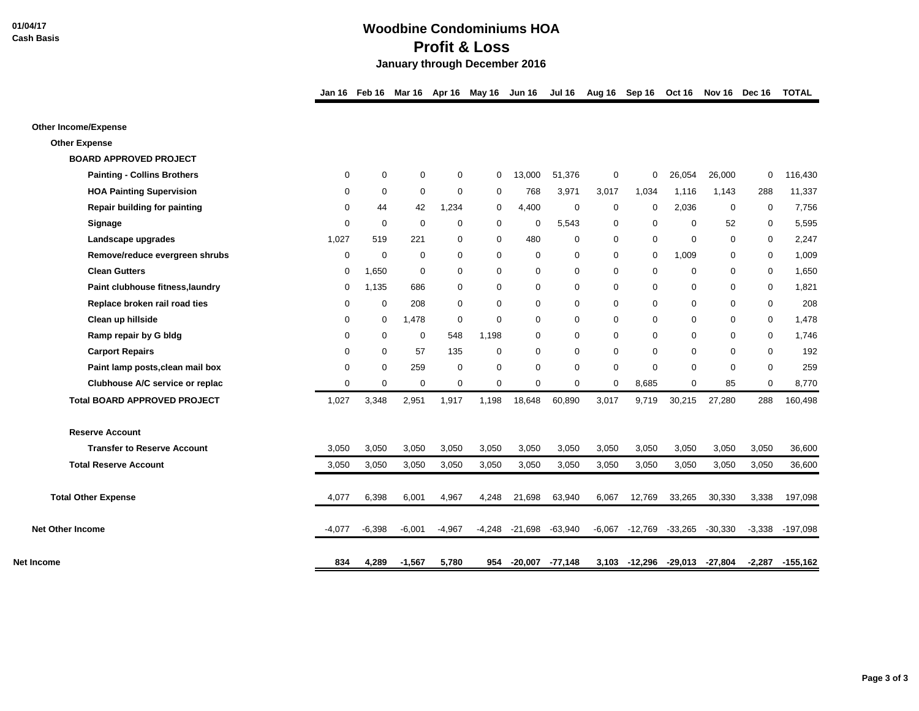01/04/17
**Cash Basis**

# Woodbine Condominiums HOA
## Profit & Loss
### January through December 2016

| | Jan 16 | Feb 16 | Mar 16 | Apr 16 | May 16 | Jun 16 | Jul 16 | Aug 16 | Sep 16 | Oct 16 | Nov 16 | Dec 16 | TOTAL |
|---|---|---|---|---|---|---|---|---|---|---|---|---|---|
| **Other Income/Expense** | | | | | | | | | | | | | |
| **Other Expense** | | | | | | | | | | | | | |
| **BOARD APPROVED PROJECT** | | | | | | | | | | | | | |
| **Painting - Collins Brothers** | 0 | 0 | 0 | 0 | 0 | 13,000 | 51,376 | 0 | 0 | 26,054 | 26,000 | 0 | 116,430 |
| **HOA Painting Supervision** | 0 | 0 | 0 | 0 | 0 | 768 | 3,971 | 3,017 | 1,034 | 1,116 | 1,143 | 288 | 11,337 |
| **Repair building for painting** | 0 | 44 | 42 | 1,234 | 0 | 4,400 | 0 | 0 | 0 | 2,036 | 0 | 0 | 7,756 |
| **Signage** | 0 | 0 | 0 | 0 | 0 | 0 | 5,543 | 0 | 0 | 0 | 52 | 0 | 5,595 |
| **Landscape upgrades** | 1,027 | 519 | 221 | 0 | 0 | 480 | 0 | 0 | 0 | 0 | 0 | 0 | 2,247 |
| **Remove/reduce evergreen shrubs** | 0 | 0 | 0 | 0 | 0 | 0 | 0 | 0 | 0 | 1,009 | 0 | 0 | 1,009 |
| **Clean Gutters** | 0 | 1,650 | 0 | 0 | 0 | 0 | 0 | 0 | 0 | 0 | 0 | 0 | 1,650 |
| **Paint clubhouse fitness,laundry** | 0 | 1,135 | 686 | 0 | 0 | 0 | 0 | 0 | 0 | 0 | 0 | 0 | 1,821 |
| **Replace broken rail road ties** | 0 | 0 | 208 | 0 | 0 | 0 | 0 | 0 | 0 | 0 | 0 | 0 | 208 |
| **Clean up hillside** | 0 | 0 | 1,478 | 0 | 0 | 0 | 0 | 0 | 0 | 0 | 0 | 0 | 1,478 |
| **Ramp repair by G bldg** | 0 | 0 | 0 | 548 | 1,198 | 0 | 0 | 0 | 0 | 0 | 0 | 0 | 1,746 |
| **Carport Repairs** | 0 | 0 | 57 | 135 | 0 | 0 | 0 | 0 | 0 | 0 | 0 | 0 | 192 |
| **Paint lamp posts,clean mail box** | 0 | 0 | 259 | 0 | 0 | 0 | 0 | 0 | 0 | 0 | 0 | 0 | 259 |
| **Clubhouse A/C service or replac** | 0 | 0 | 0 | 0 | 0 | 0 | 0 | 0 | 8,685 | 0 | 85 | 0 | 8,770 |
| **Total BOARD APPROVED PROJECT** | 1,027 | 3,348 | 2,951 | 1,917 | 1,198 | 18,648 | 60,890 | 3,017 | 9,719 | 30,215 | 27,280 | 288 | 160,498 |
| **Reserve Account** | | | | | | | | | | | | | |
| **Transfer to Reserve Account** | 3,050 | 3,050 | 3,050 | 3,050 | 3,050 | 3,050 | 3,050 | 3,050 | 3,050 | 3,050 | 3,050 | 3,050 | 36,600 |
| **Total Reserve Account** | 3,050 | 3,050 | 3,050 | 3,050 | 3,050 | 3,050 | 3,050 | 3,050 | 3,050 | 3,050 | 3,050 | 3,050 | 36,600 |
| **Total Other Expense** | 4,077 | 6,398 | 6,001 | 4,967 | 4,248 | 21,698 | 63,940 | 6,067 | 12,769 | 33,265 | 30,330 | 3,338 | 197,098 |
| **Net Other Income** | -4,077 | -6,398 | -6,001 | -4,967 | -4,248 | -21,698 | -63,940 | -6,067 | -12,769 | -33,265 | -30,330 | -3,338 | -197,098 |
| **Net Income** | **834** | **4,289** | **-1,567** | **5,780** | **954** | **-20,007** | **-77,148** | **3,103** | **-12,296** | **-29,013** | **-27,804** | **-2,287** | **-155,162** |